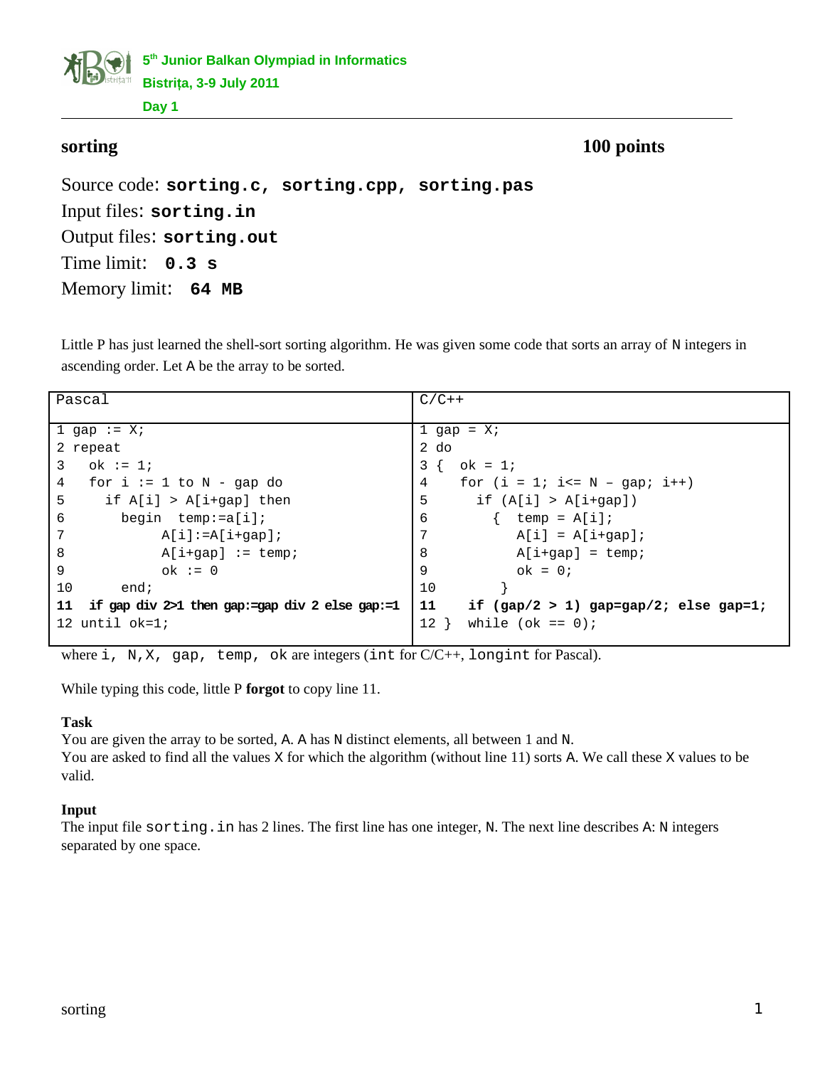**5th Junior Balkan Olympiad in Informatics**
**Bistrița, 3-9 July 2011**
**Day 1**

## sorting — 100 points

Source code: **sorting.c, sorting.cpp, sorting.pas**
Input files: **sorting.in**
Output files: **sorting.out**
Time limit: **0.3 s**
Memory limit: **64 MB**

Little P has just learned the shell-sort sorting algorithm. He was given some code that sorts an array of N integers in ascending order. Let A be the array to be sorted.

| Pascal | C/C++ |
|---|---|
| `1 gap := X;`<br>`2 repeat`<br>`3   ok := 1;`<br>`4   for i := 1 to N - gap do`<br>`5     if A[i] > A[i+gap] then`<br>`6       begin  temp:=a[i];`<br>`7              A[i]:=A[i+gap];`<br>`8              A[i+gap] := temp;`<br>`9              ok := 0`<br>`10        end;`<br>**`11  if gap div 2>1 then gap:=gap div 2 else gap:=1`**<br>`12 until ok=1;` | `1 gap = X;`<br>`2 do`<br>`3 {  ok = 1;`<br>`4    for (i = 1; i<= N – gap; i++)`<br>`5      if (A[i] > A[i+gap])`<br>`6        {  temp = A[i];`<br>`7           A[i] = A[i+gap];`<br>`8           A[i+gap] = temp;`<br>`9           ok = 0;`<br>`10        }`<br>**`11    if (gap/2 > 1) gap=gap/2; else gap=1;`**<br>`12 }  while (ok == 0);` |

where `i, N,X, gap, temp, ok` are integers (`int` for C/C++, `longint` for Pascal).

While typing this code, little P **forgot** to copy line 11.

### Task

You are given the array to be sorted, A. A has N distinct elements, all between 1 and N.
You are asked to find all the values X for which the algorithm (without line 11) sorts A. We call these X values to be valid.

### Input

The input file `sorting.in` has 2 lines. The first line has one integer, N. The next line describes A: N integers separated by one space.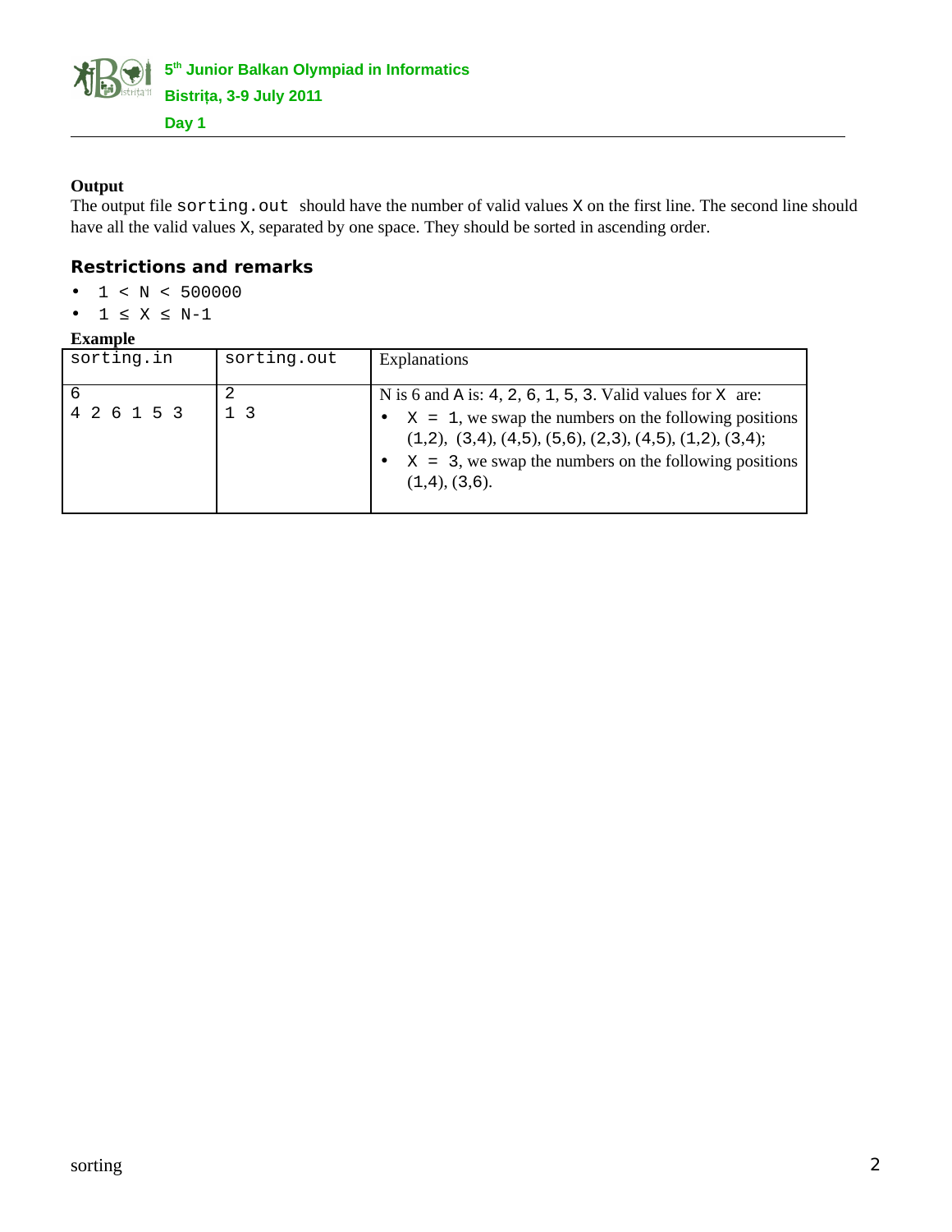**Output**

The output file sorting.out should have the number of valid values X on the first line. The second line should have all the valid values X, separated by one space. They should be sorted in ascending order.

## Restrictions and remarks

- $1 < N < 500000$
- $1 \le X \le N-1$

**Example**

| sorting.in | sorting.out | Explanations |
|---|---|---|
| 6<br>4 2 6 1 5 3 | 2<br>1 3 | N is 6 and A is: 4, 2, 6, 1, 5, 3. Valid values for X are:<br>• X = 1, we swap the numbers on the following positions (1,2), (3,4), (4,5), (5,6), (2,3), (4,5), (1,2), (3,4);<br>• X = 3, we swap the numbers on the following positions (1,4), (3,6). |